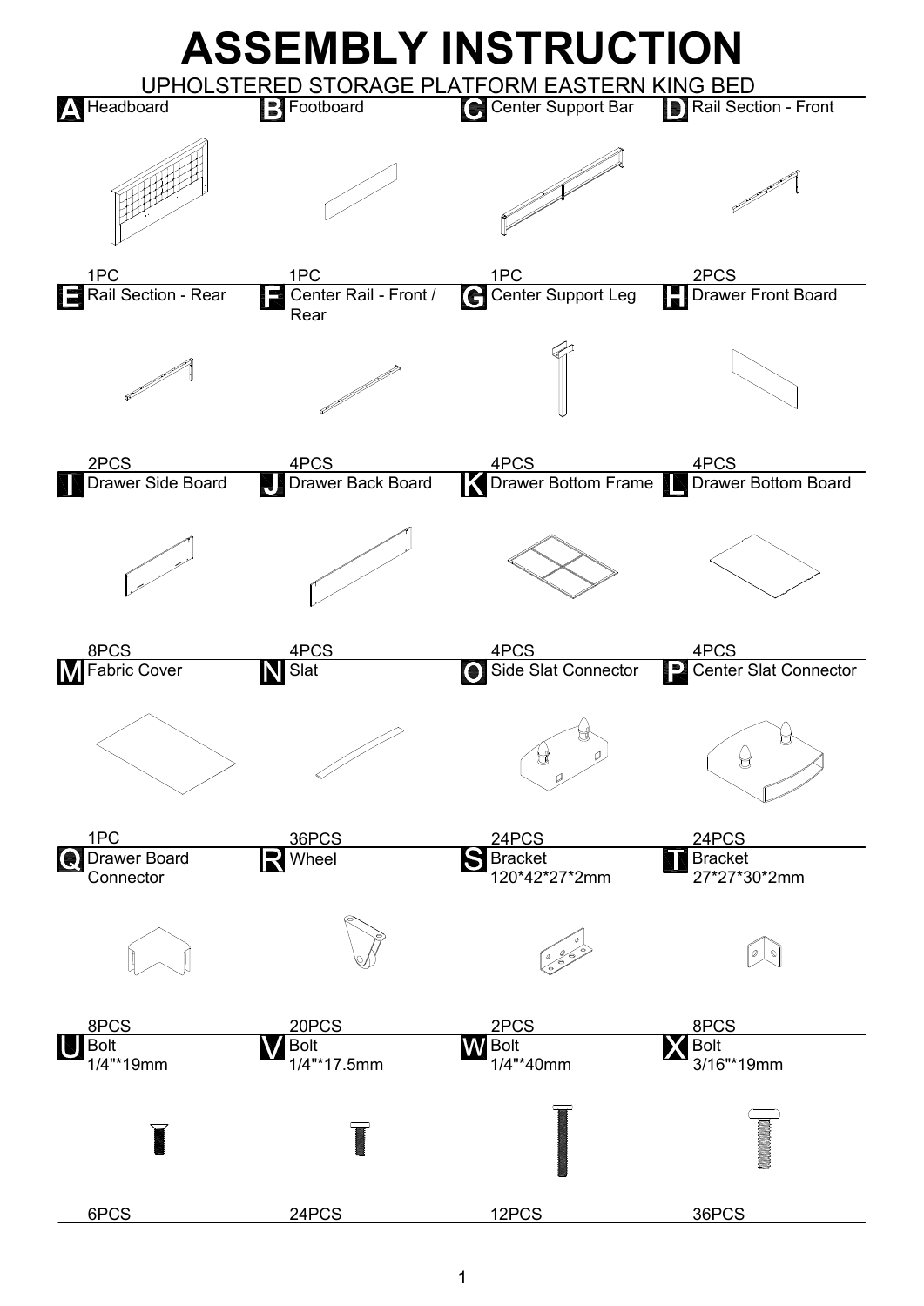# ASSEMBLY INSTRUCTION

## UPHOLSTERED STORAGE PLATFORM EASTERN KING BED

| Part | Name | Quantity |
|---|---|---|
| A | Headboard | 1PC |
| B | Footboard | 1PC |
| C | Center Support Bar | 1PC |
| D | Rail Section - Front | 2PCS |
| E | Rail Section - Rear | 2PCS |
| F | Center Rail - Front / Rear | 4PCS |
| G | Center Support Leg | 4PCS |
| H | Drawer Front Board | 4PCS |
| I | Drawer Side Board | 8PCS |
| J | Drawer Back Board | 4PCS |
| K | Drawer Bottom Frame | 4PCS |
| L | Drawer Bottom Board | 4PCS |
| M | Fabric Cover | 1PC |
| N | Slat | 36PCS |
| O | Side Slat Connector | 24PCS |
| P | Center Slat Connector | 24PCS |
| Q | Drawer Board Connector | 8PCS |
| R | Wheel | 20PCS |
| S | Bracket 120*42*27*2mm | 2PCS |
| T | Bracket 27*27*30*2mm | 8PCS |
| U | Bolt 1/4"*19mm | 6PCS |
| V | Bolt 1/4"*17.5mm | 24PCS |
| W | Bolt 1/4"*40mm | 12PCS |
| X | Bolt 3/16"*19mm | 36PCS |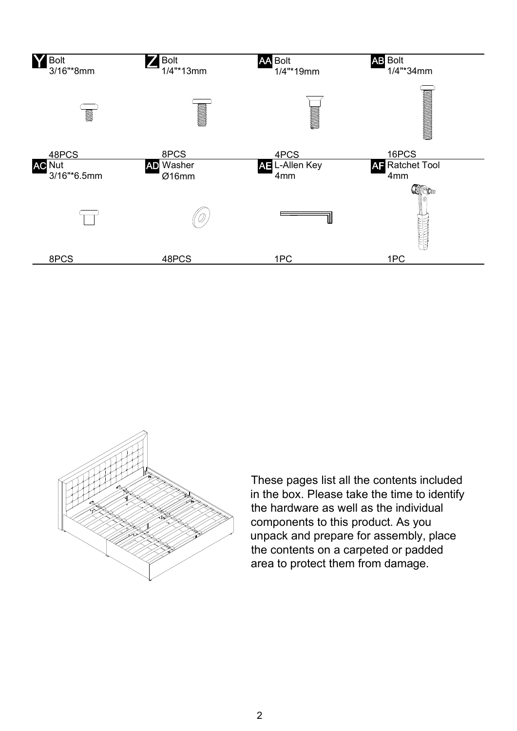| Y | Z | AA | AB |
| --- | --- | --- | --- |
| Bolt 3/16"*8mm | Bolt 1/4"*13mm | Bolt 1/4"*19mm | Bolt 1/4"*34mm |
| 48PCS | 8PCS | 4PCS | 16PCS |

| AC | AD | AE | AF |
| --- | --- | --- | --- |
| Nut 3/16"*6.5mm | Washer Ø16mm | L-Allen Key 4mm | Ratchet Tool 4mm |
| 8PCS | 48PCS | 1PC | 1PC |

These pages list all the contents included in the box. Please take the time to identify the hardware as well as the individual components to this product. As you unpack and prepare for assembly, place the contents on a carpeted or padded area to protect them from damage.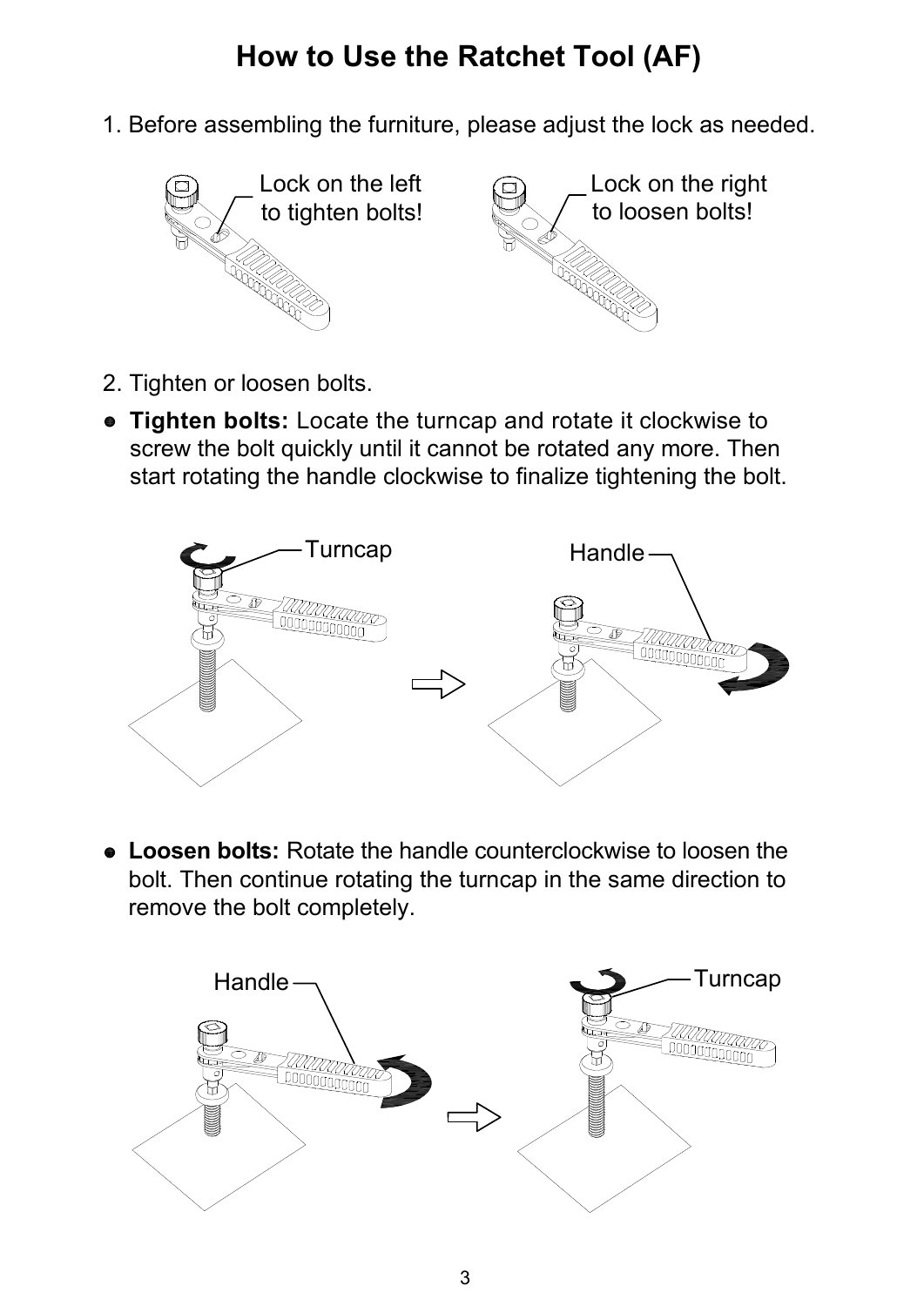# How to Use the Ratchet Tool (AF)

1. Before assembling the furniture, please adjust the lock as needed.

Lock on the left to tighten bolts!

Lock on the right to loosen bolts!

2. Tighten or loosen bolts.

- **Tighten bolts:** Locate the turncap and rotate it clockwise to screw the bolt quickly until it cannot be rotated any more. Then start rotating the handle clockwise to finalize tightening the bolt.

Turncap

Handle

- **Loosen bolts:** Rotate the handle counterclockwise to loosen the bolt. Then continue rotating the turncap in the same direction to remove the bolt completely.

Handle

Turncap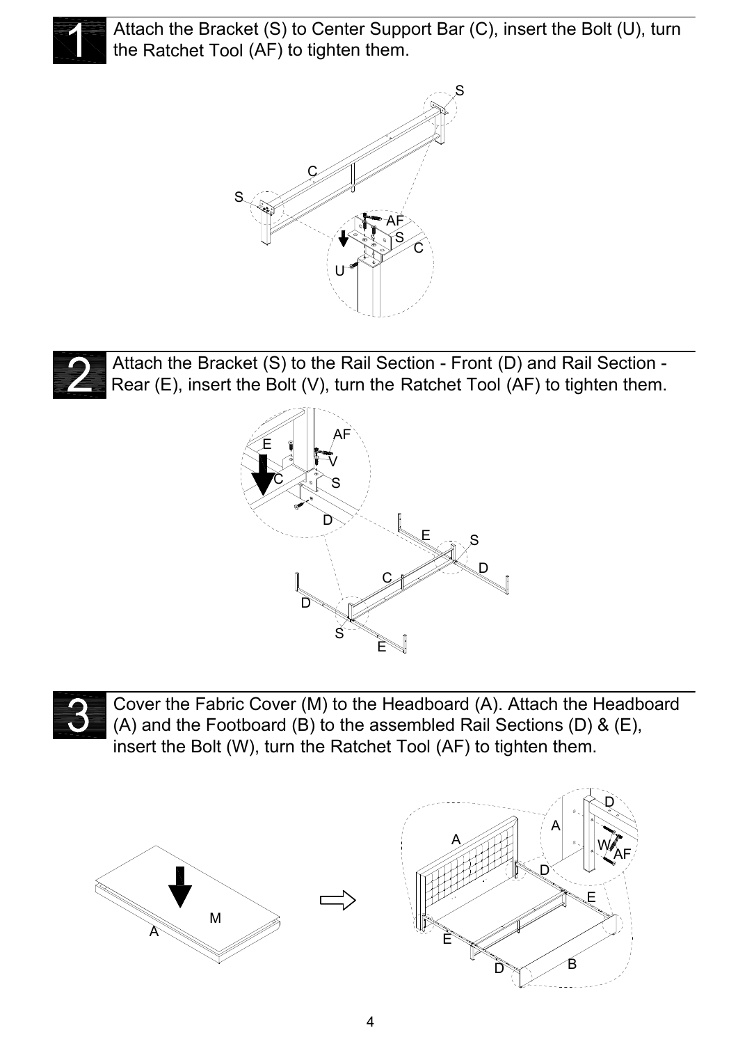## 1

Attach the Bracket (S) to Center Support Bar (C), insert the Bolt (U), turn the Ratchet Tool (AF) to tighten them.

## 2

Attach the Bracket (S) to the Rail Section - Front (D) and Rail Section - Rear (E), insert the Bolt (V), turn the Ratchet Tool (AF) to tighten them.

## 3

Cover the Fabric Cover (M) to the Headboard (A). Attach the Headboard (A) and the Footboard (B) to the assembled Rail Sections (D) & (E), insert the Bolt (W), turn the Ratchet Tool (AF) to tighten them.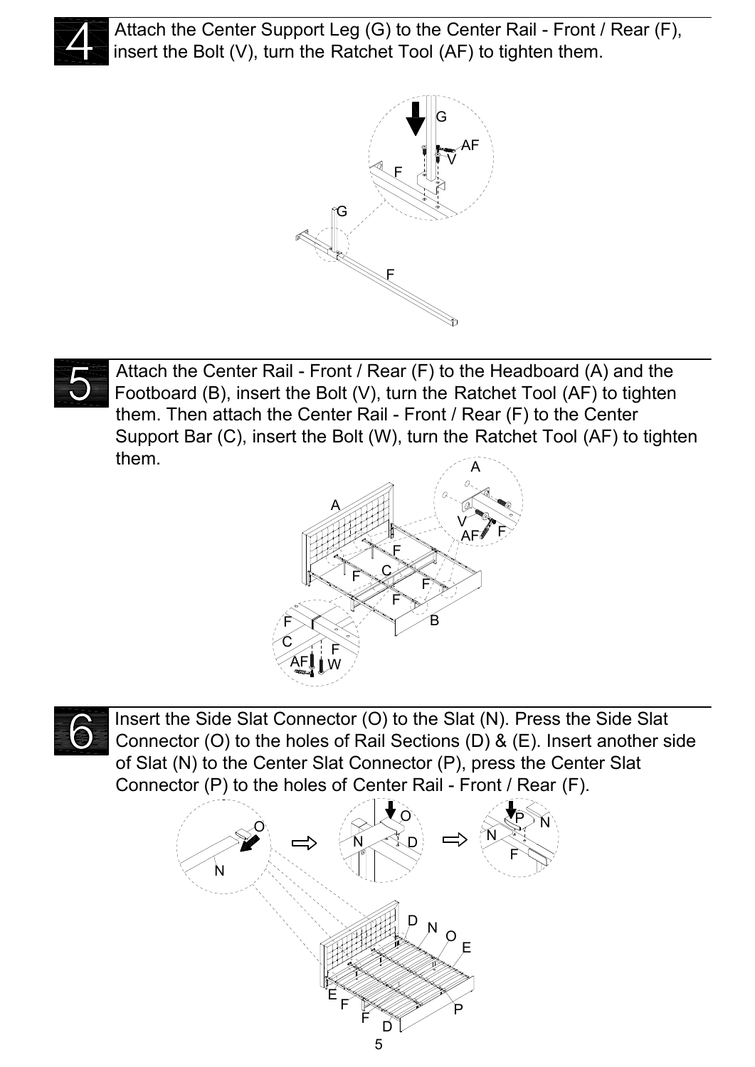## 4

Attach the Center Support Leg (G) to the Center Rail - Front / Rear (F), insert the Bolt (V), turn the Ratchet Tool (AF) to tighten them.

## 5

Attach the Center Rail - Front / Rear (F) to the Headboard (A) and the Footboard (B), insert the Bolt (V), turn the Ratchet Tool (AF) to tighten them. Then attach the Center Rail - Front / Rear (F) to the Center Support Bar (C), insert the Bolt (W), turn the Ratchet Tool (AF) to tighten them.

## 6

Insert the Side Slat Connector (O) to the Slat (N). Press the Side Slat Connector (O) to the holes of Rail Sections (D) & (E). Insert another side of Slat (N) to the Center Slat Connector (P), press the Center Slat Connector (P) to the holes of Center Rail - Front / Rear (F).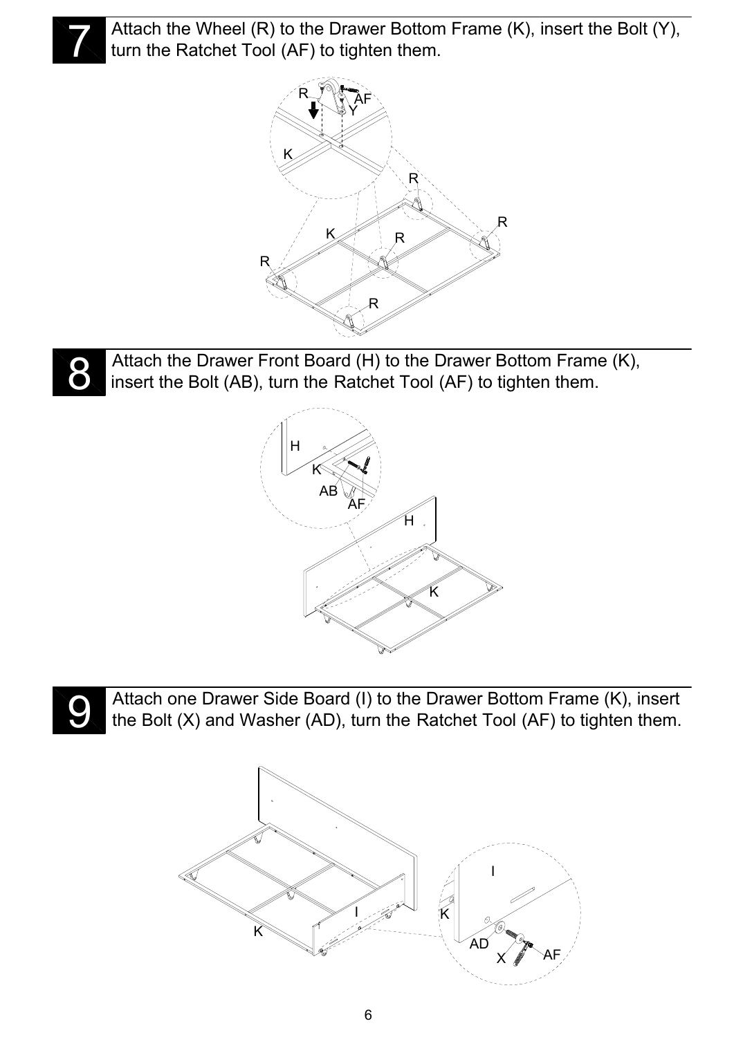## 7

Attach the Wheel (R) to the Drawer Bottom Frame (K), insert the Bolt (Y), turn the Ratchet Tool (AF) to tighten them.

## 8

Attach the Drawer Front Board (H) to the Drawer Bottom Frame (K), insert the Bolt (AB), turn the Ratchet Tool (AF) to tighten them.

## 9

Attach one Drawer Side Board (I) to the Drawer Bottom Frame (K), insert the Bolt (X) and Washer (AD), turn the Ratchet Tool (AF) to tighten them.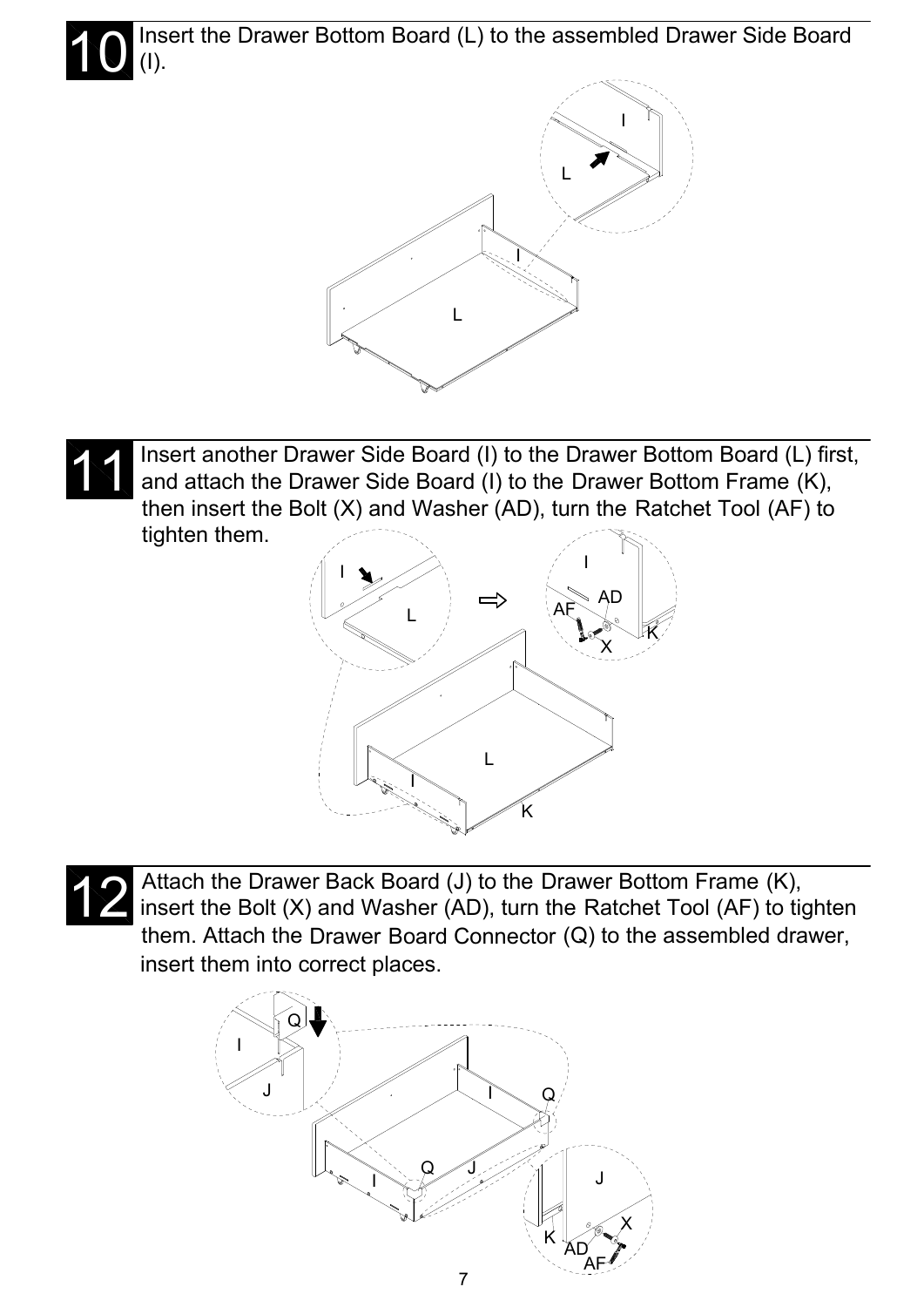## 10

Insert the Drawer Bottom Board (L) to the assembled Drawer Side Board (I).

## 11

Insert another Drawer Side Board (I) to the Drawer Bottom Board (L) first, and attach the Drawer Side Board (I) to the Drawer Bottom Frame (K), then insert the Bolt (X) and Washer (AD), turn the Ratchet Tool (AF) to tighten them.

## 12

Attach the Drawer Back Board (J) to the Drawer Bottom Frame (K), insert the Bolt (X) and Washer (AD), turn the Ratchet Tool (AF) to tighten them. Attach the Drawer Board Connector (Q) to the assembled drawer, insert them into correct places.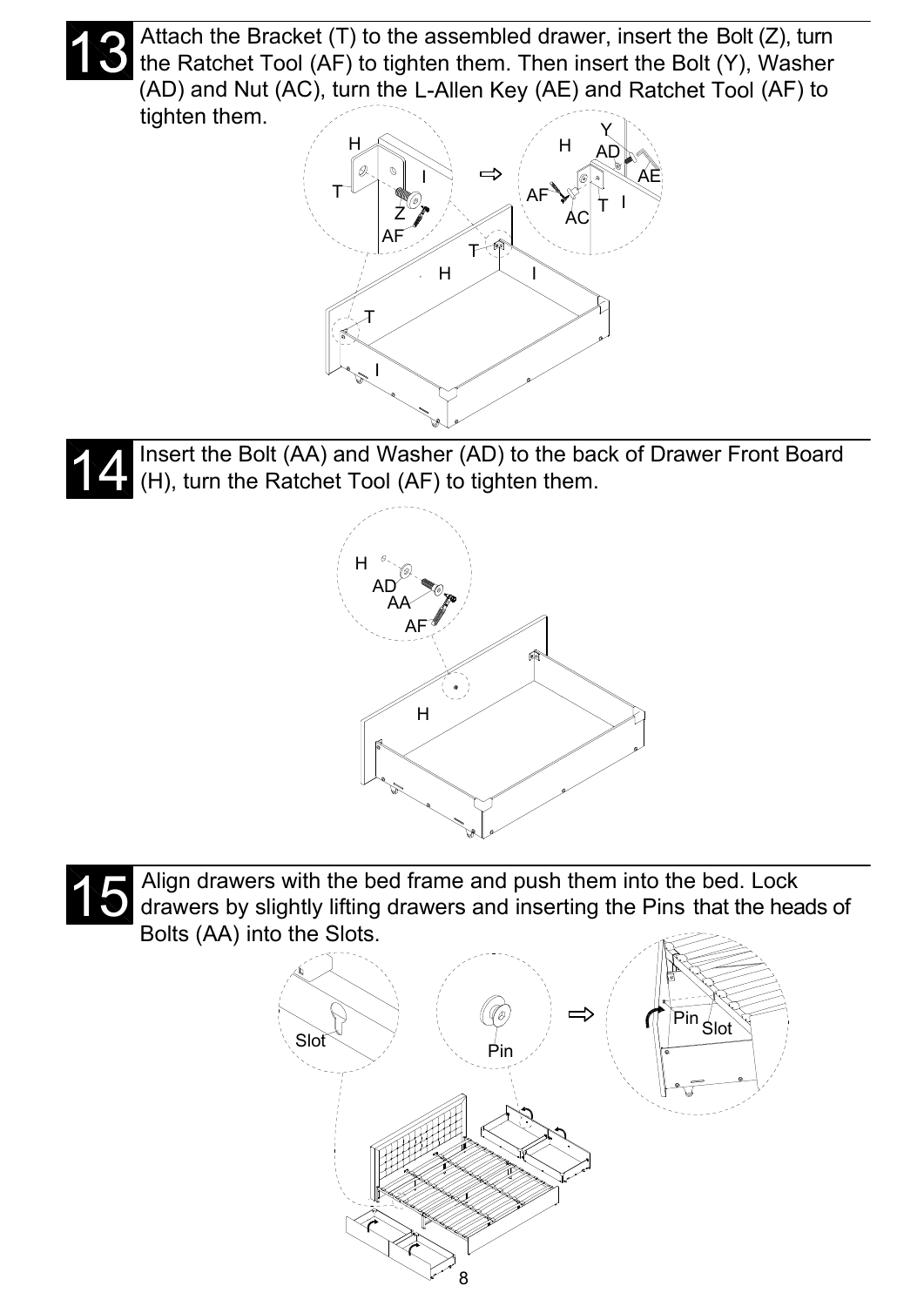## 13

Attach the Bracket (T) to the assembled drawer, insert the Bolt (Z), turn the Ratchet Tool (AF) to tighten them. Then insert the Bolt (Y), Washer (AD) and Nut (AC), turn the L-Allen Key (AE) and Ratchet Tool (AF) to tighten them.

## 14

Insert the Bolt (AA) and Washer (AD) to the back of Drawer Front Board (H), turn the Ratchet Tool (AF) to tighten them.

## 15

Align drawers with the bed frame and push them into the bed. Lock drawers by slightly lifting drawers and inserting the Pins that the heads of Bolts (AA) into the Slots.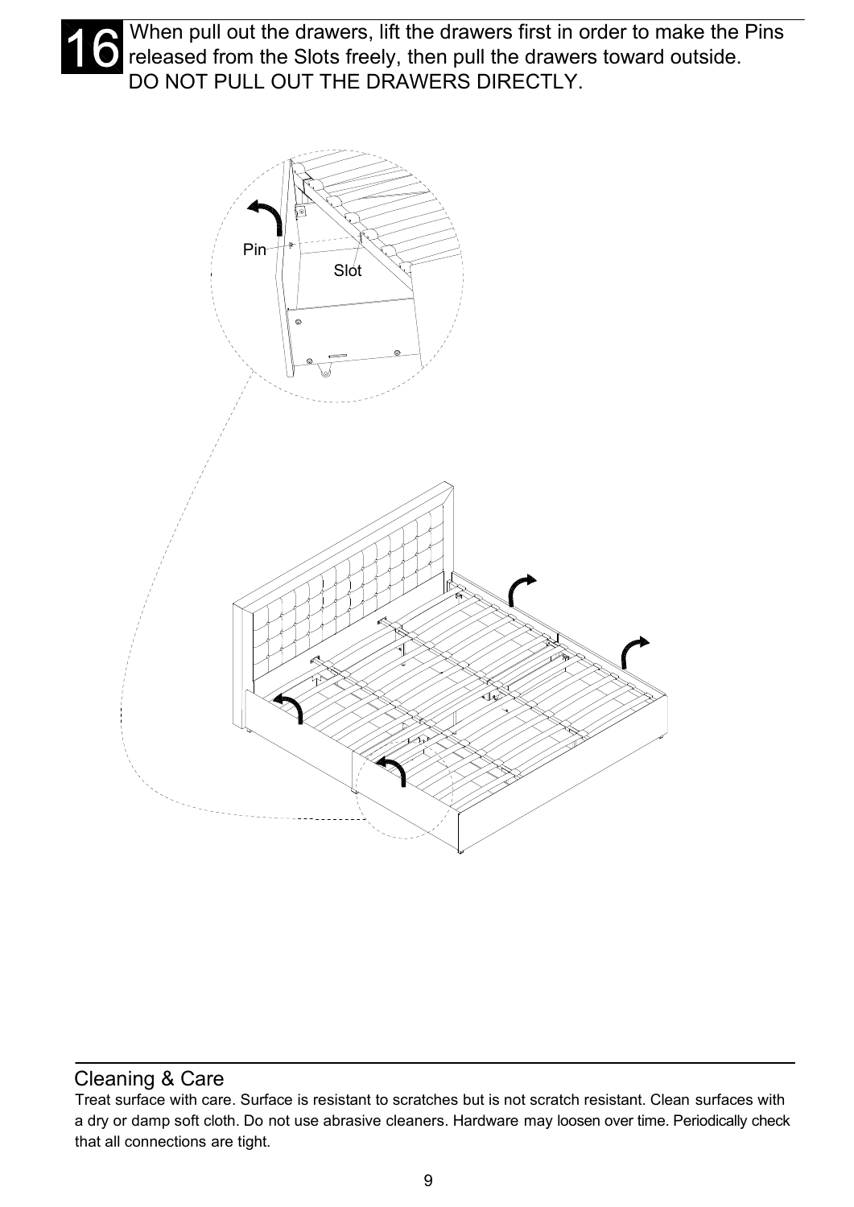**16** When pull out the drawers, lift the drawers first in order to make the Pins released from the Slots freely, then pull the drawers toward outside.
DO NOT PULL OUT THE DRAWERS DIRECTLY.

Pin

Slot

## Cleaning & Care

Treat surface with care. Surface is resistant to scratches but is not scratch resistant. Clean surfaces with a dry or damp soft cloth. Do not use abrasive cleaners. Hardware may loosen over time. Periodically check that all connections are tight.